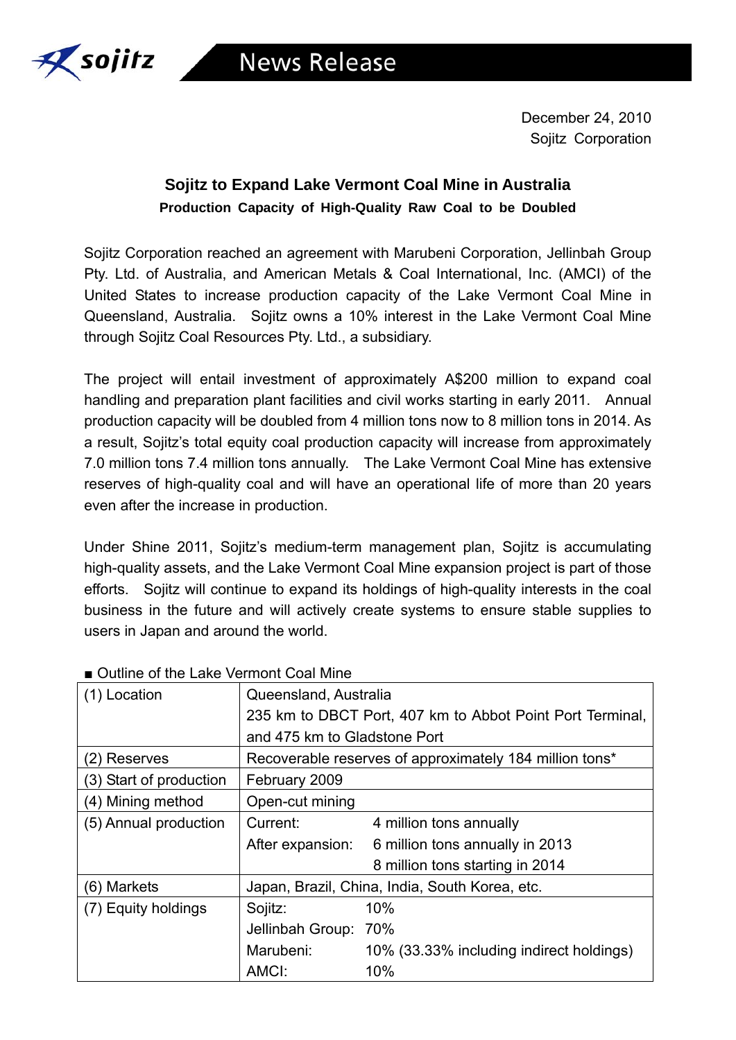sojitz

# News Release

December 24, 2010
Sojitz Corporation

## Sojitz to Expand Lake Vermont Coal Mine in Australia

**Production Capacity of High-Quality Raw Coal to be Doubled**

Sojitz Corporation reached an agreement with Marubeni Corporation, Jellinbah Group Pty. Ltd. of Australia, and American Metals & Coal International, Inc. (AMCI) of the United States to increase production capacity of the Lake Vermont Coal Mine in Queensland, Australia. Sojitz owns a 10% interest in the Lake Vermont Coal Mine through Sojitz Coal Resources Pty. Ltd., a subsidiary.

The project will entail investment of approximately A$200 million to expand coal handling and preparation plant facilities and civil works starting in early 2011. Annual production capacity will be doubled from 4 million tons now to 8 million tons in 2014. As a result, Sojitz's total equity coal production capacity will increase from approximately 7.0 million tons 7.4 million tons annually. The Lake Vermont Coal Mine has extensive reserves of high-quality coal and will have an operational life of more than 20 years even after the increase in production.

Under Shine 2011, Sojitz's medium-term management plan, Sojitz is accumulating high-quality assets, and the Lake Vermont Coal Mine expansion project is part of those efforts. Sojitz will continue to expand its holdings of high-quality interests in the coal business in the future and will actively create systems to ensure stable supplies to users in Japan and around the world.

■ Outline of the Lake Vermont Coal Mine

| | |
|---|---|
| (1) Location | Queensland, Australia<br>235 km to DBCT Port, 407 km to Abbot Point Port Terminal, and 475 km to Gladstone Port |
| (2) Reserves | Recoverable reserves of approximately 184 million tons* |
| (3) Start of production | February 2009 |
| (4) Mining method | Open-cut mining |
| (5) Annual production | Current: 4 million tons annually<br>After expansion: 6 million tons annually in 2013<br>8 million tons starting in 2014 |
| (6) Markets | Japan, Brazil, China, India, South Korea, etc. |
| (7) Equity holdings | Sojitz: 10%<br>Jellinbah Group: 70%<br>Marubeni: 10% (33.33% including indirect holdings)<br>AMCI: 10% |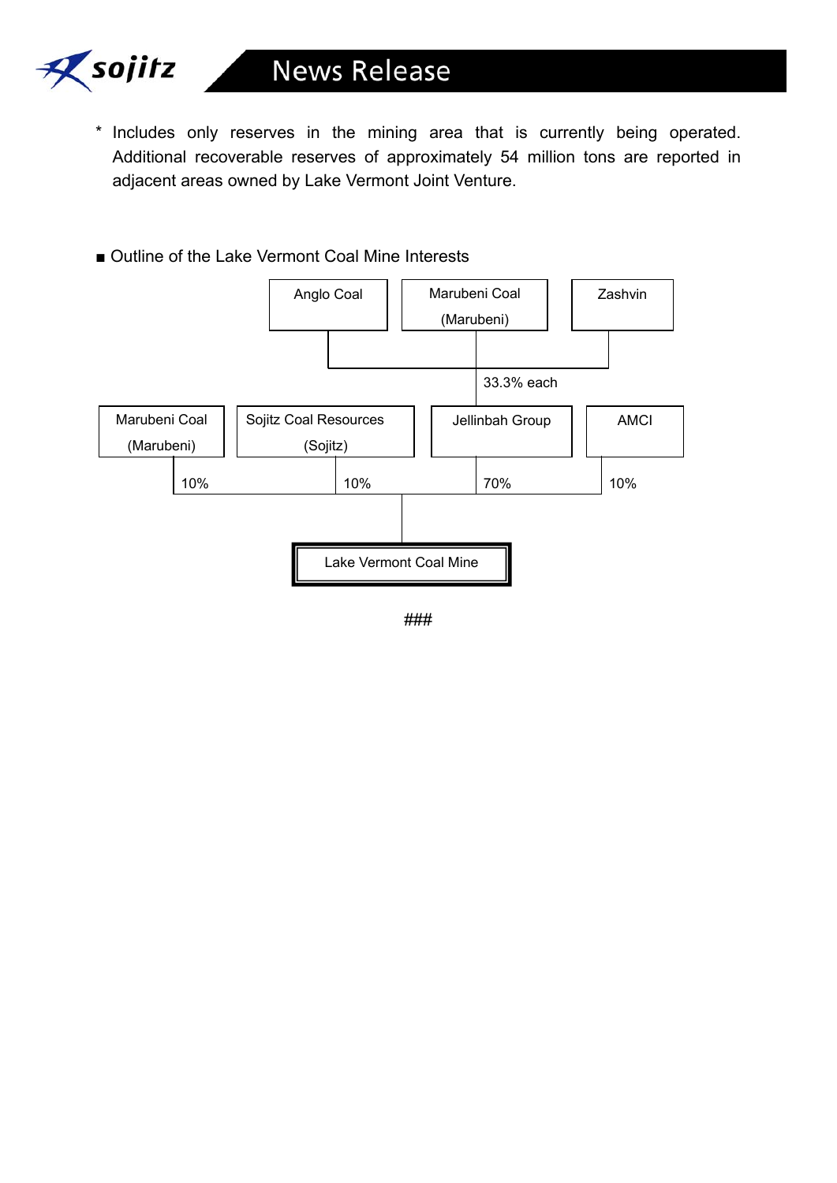\* Includes only reserves in the mining area that is currently being operated. Additional recoverable reserves of approximately 54 million tons are reported in adjacent areas owned by Lake Vermont Joint Venture.

■ Outline of the Lake Vermont Coal Mine Interests

Anglo Coal

Marubeni Coal (Marubeni)

Zashvin

33.3% each

Marubeni Coal (Marubeni)

Sojitz Coal Resources (Sojitz)

Jellinbah Group

AMCI

10%

10%

70%

10%

Lake Vermont Coal Mine

###